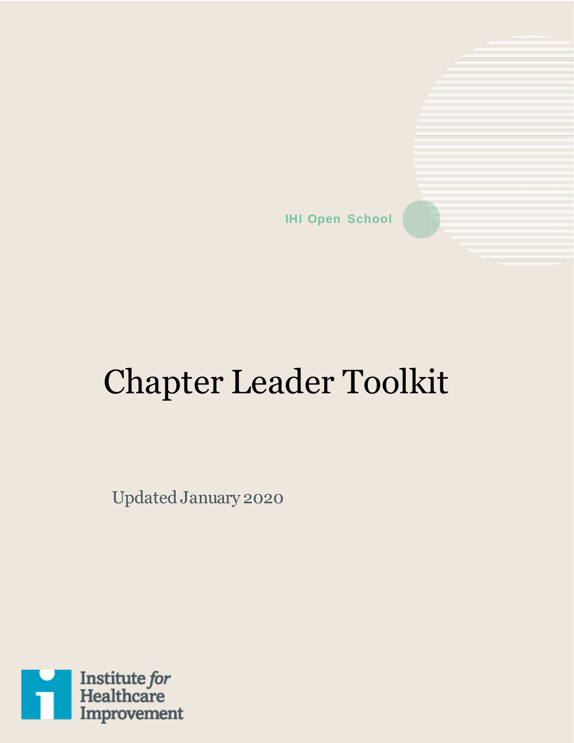IHI Open School

# Chapter Leader Toolkit

Updated January 2020

Institute *for* Healthcare Improvement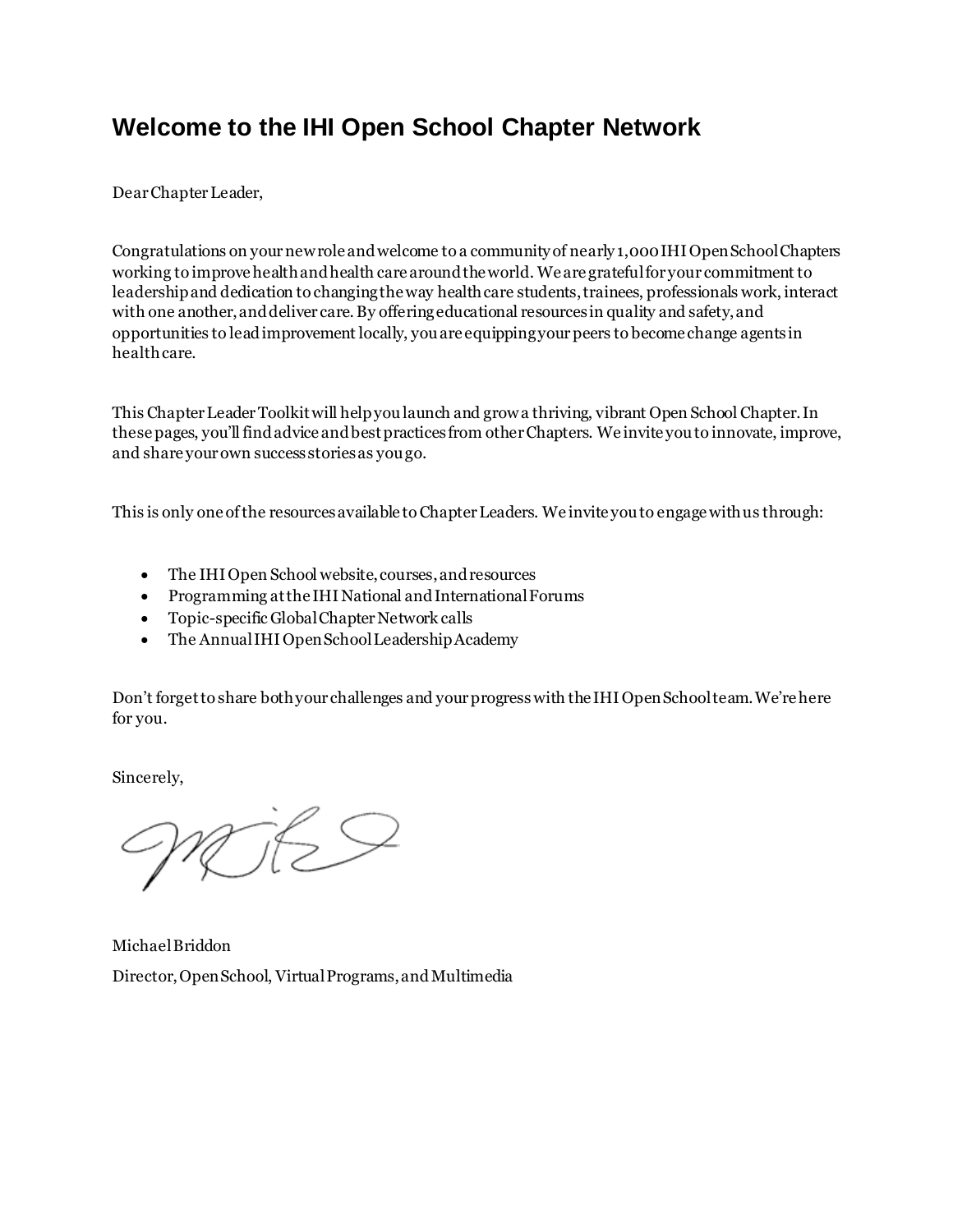# Welcome to the IHI Open School Chapter Network

Dear Chapter Leader,

Congratulations on your new role and welcome to a community of nearly 1,000 IHI Open School Chapters working to improve health and health care around the world. We are grateful for your commitment to leadership and dedication to changing the way health care students, trainees, professionals work, interact with one another, and deliver care. By offering educational resources in quality and safety, and opportunities to lead improvement locally, you are equipping your peers to become change agents in health care.

This Chapter Leader Toolkit will help you launch and grow a thriving, vibrant Open School Chapter. In these pages, you'll find advice and best practices from other Chapters. We invite you to innovate, improve, and share your own success stories as you go.

This is only one of the resources available to Chapter Leaders. We invite you to engage with us through:

- The IHI Open School website, courses, and resources
- Programming at the IHI National and International Forums
- Topic-specific Global Chapter Network calls
- The Annual IHI Open School Leadership Academy

Don't forget to share both your challenges and your progress with the IHI Open School team. We're here for you.

Sincerely,

Michael Briddon

Director, Open School, Virtual Programs, and Multimedia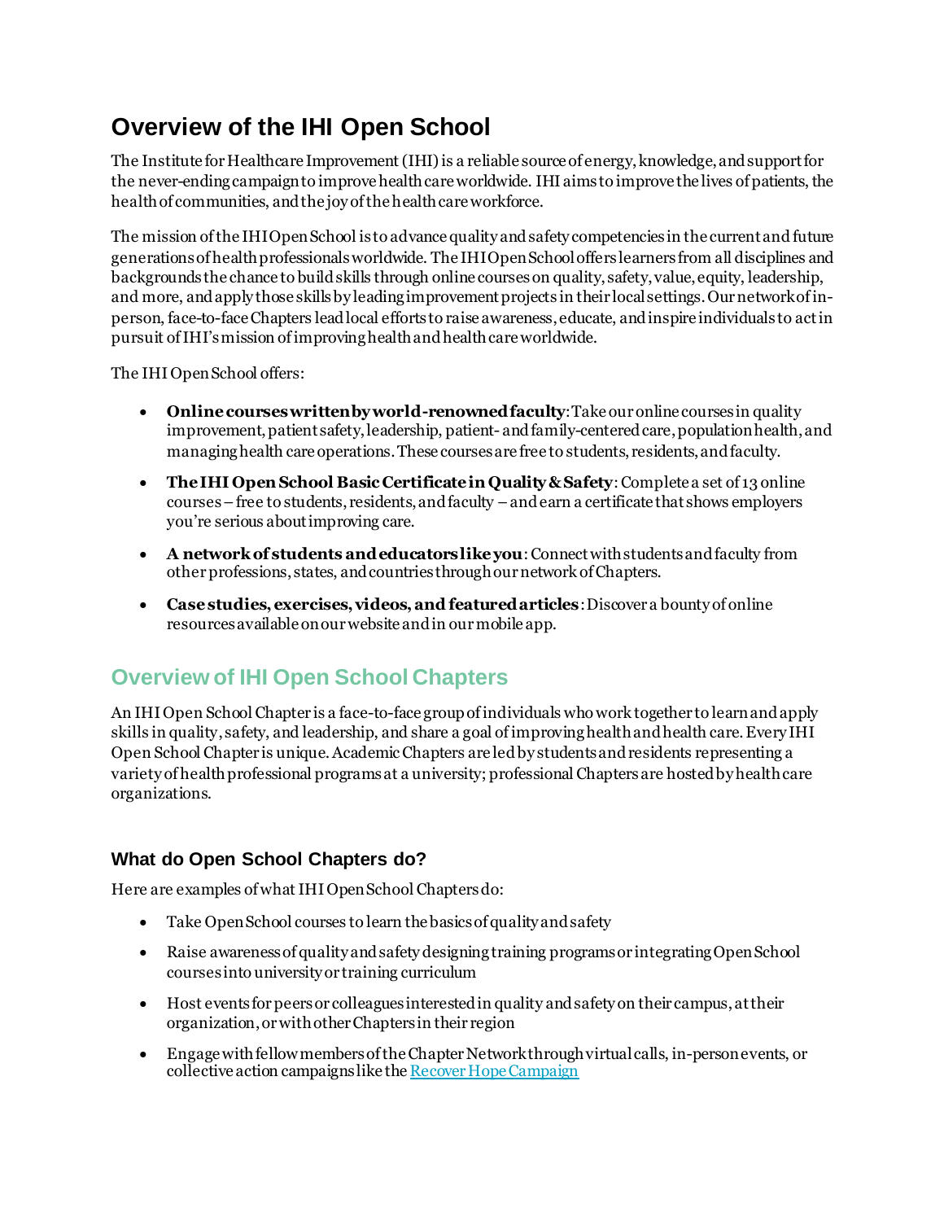# Overview of the IHI Open School

The Institute for Healthcare Improvement (IHI) is a reliable source of energy, knowledge, and support for the never-ending campaign to improve health care worldwide. IHI aims to improve the lives of patients, the health of communities, and the joy of the health care workforce.

The mission of the IHI Open School is to advance quality and safety competencies in the current and future generations of health professionals worldwide. The IHI Open School offers learners from all disciplines and backgrounds the chance to build skills through online courses on quality, safety, value, equity, leadership, and more, and apply those skills by leading improvement projects in their local settings. Our network of in-person, face-to-face Chapters lead local efforts to raise awareness, educate, and inspire individuals to act in pursuit of IHI's mission of improving health and health care worldwide.

The IHI Open School offers:

- **Online courses written by world-renowned faculty**: Take our online courses in quality improvement, patient safety, leadership, patient- and family-centered care, population health, and managing health care operations. These courses are free to students, residents, and faculty.
- **The IHI Open School Basic Certificate in Quality & Safety**: Complete a set of 13 online courses – free to students, residents, and faculty – and earn a certificate that shows employers you're serious about improving care.
- **A network of students and educators like you**: Connect with students and faculty from other professions, states, and countries through our network of Chapters.
- **Case studies, exercises, videos, and featured articles**: Discover a bounty of online resources available on our website and in our mobile app.

## Overview of IHI Open School Chapters

An IHI Open School Chapter is a face-to-face group of individuals who work together to learn and apply skills in quality, safety, and leadership, and share a goal of improving health and health care. Every IHI Open School Chapter is unique. Academic Chapters are led by students and residents representing a variety of health professional programs at a university; professional Chapters are hosted by health care organizations.

### What do Open School Chapters do?

Here are examples of what IHI Open School Chapters do:

- Take Open School courses to learn the basics of quality and safety
- Raise awareness of quality and safety designing training programs or integrating Open School courses into university or training curriculum
- Host events for peers or colleagues interested in quality and safety on their campus, at their organization, or with other Chapters in their region
- Engage with fellow members of the Chapter Network through virtual calls, in-person events, or collective action campaigns like the Recover Hope Campaign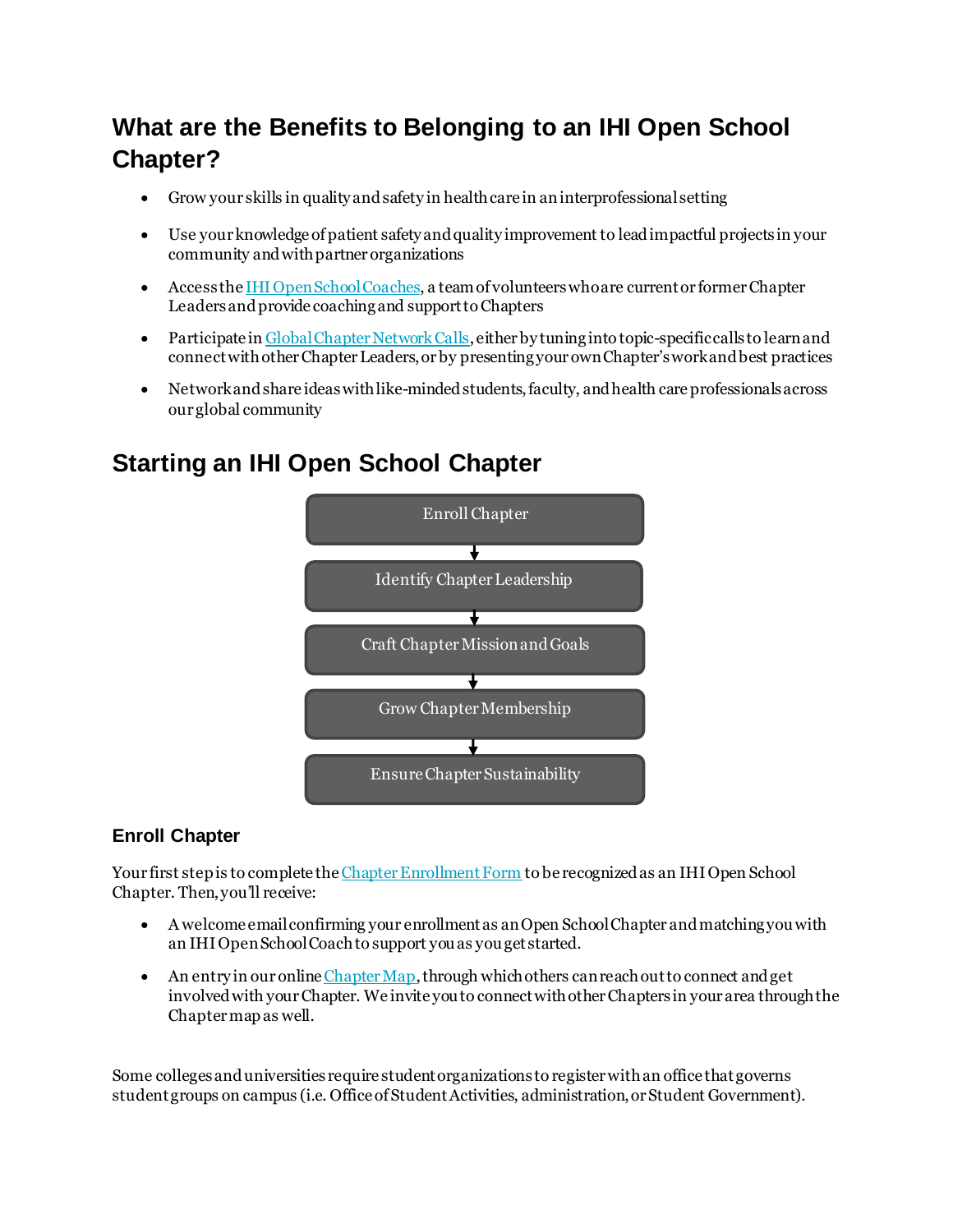## What are the Benefits to Belonging to an IHI Open School Chapter?

- Grow your skills in quality and safety in health care in an interprofessional setting
- Use your knowledge of patient safety and quality improvement to lead impactful projects in your community and with partner organizations
- Access the IHI Open School Coaches, a team of volunteers who are current or former Chapter Leaders and provide coaching and support to Chapters
- Participate in Global Chapter Network Calls, either by tuning into topic-specific calls to learn and connect with other Chapter Leaders, or by presenting your own Chapter's work and best practices
- Network and share ideas with like-minded students, faculty, and health care professionals across our global community

## Starting an IHI Open School Chapter

Enroll Chapter → Identify Chapter Leadership → Craft Chapter Mission and Goals → Grow Chapter Membership → Ensure Chapter Sustainability

### Enroll Chapter

Your first step is to complete the Chapter Enrollment Form to be recognized as an IHI Open School Chapter. Then, you'll receive:

- A welcome email confirming your enrollment as an Open School Chapter and matching you with an IHI Open School Coach to support you as you get started.
- An entry in our online Chapter Map, through which others can reach out to connect and get involved with your Chapter. We invite you to connect with other Chapters in your area through the Chapter map as well.

Some colleges and universities require student organizations to register with an office that governs student groups on campus (i.e. Office of Student Activities, administration, or Student Government).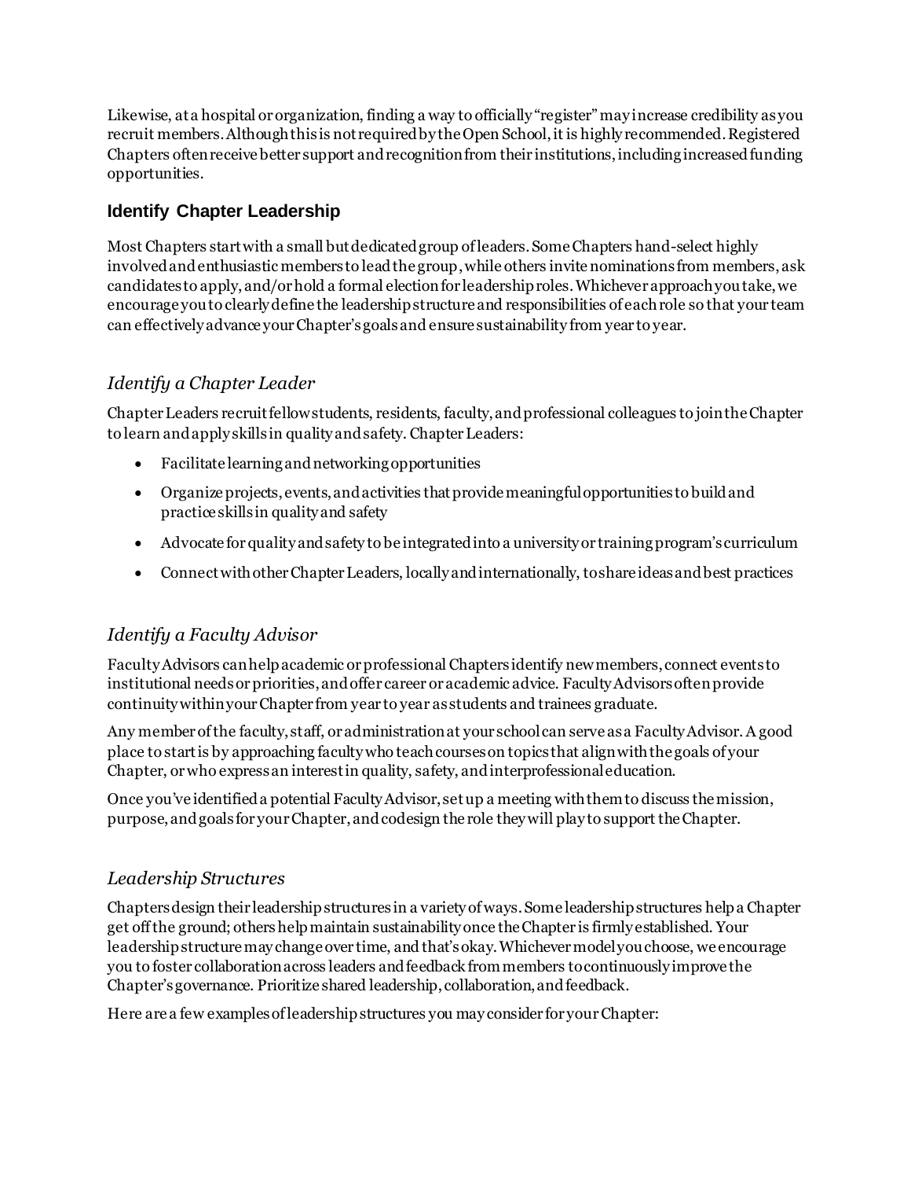Likewise, at a hospital or organization, finding a way to officially "register" may increase credibility as you recruit members. Although this is not required by the Open School, it is highly recommended. Registered Chapters often receive better support and recognition from their institutions, including increased funding opportunities.

## Identify Chapter Leadership

Most Chapters start with a small but dedicated group of leaders. Some Chapters hand-select highly involved and enthusiastic members to lead the group, while others invite nominations from members, ask candidates to apply, and/or hold a formal election for leadership roles. Whichever approach you take, we encourage you to clearly define the leadership structure and responsibilities of each role so that your team can effectively advance your Chapter's goals and ensure sustainability from year to year.

### *Identify a Chapter Leader*

Chapter Leaders recruit fellow students, residents, faculty, and professional colleagues to join the Chapter to learn and apply skills in quality and safety. Chapter Leaders:

- Facilitate learning and networking opportunities
- Organize projects, events, and activities that provide meaningful opportunities to build and practice skills in quality and safety
- Advocate for quality and safety to be integrated into a university or training program's curriculum
- Connect with other Chapter Leaders, locally and internationally, to share ideas and best practices

### *Identify a Faculty Advisor*

Faculty Advisors can help academic or professional Chapters identify new members, connect events to institutional needs or priorities, and offer career or academic advice. Faculty Advisors often provide continuity within your Chapter from year to year as students and trainees graduate.

Any member of the faculty, staff, or administration at your school can serve as a Faculty Advisor. A good place to start is by approaching faculty who teach courses on topics that align with the goals of your Chapter, or who express an interest in quality, safety, and interprofessional education.

Once you've identified a potential Faculty Advisor, set up a meeting with them to discuss the mission, purpose, and goals for your Chapter, and codesign the role they will play to support the Chapter.

### *Leadership Structures*

Chapters design their leadership structures in a variety of ways. Some leadership structures help a Chapter get off the ground; others help maintain sustainability once the Chapter is firmly established. Your leadership structure may change over time, and that's okay. Whichever model you choose, we encourage you to foster collaboration across leaders and feedback from members to continuously improve the Chapter's governance. Prioritize shared leadership, collaboration, and feedback.

Here are a few examples of leadership structures you may consider for your Chapter: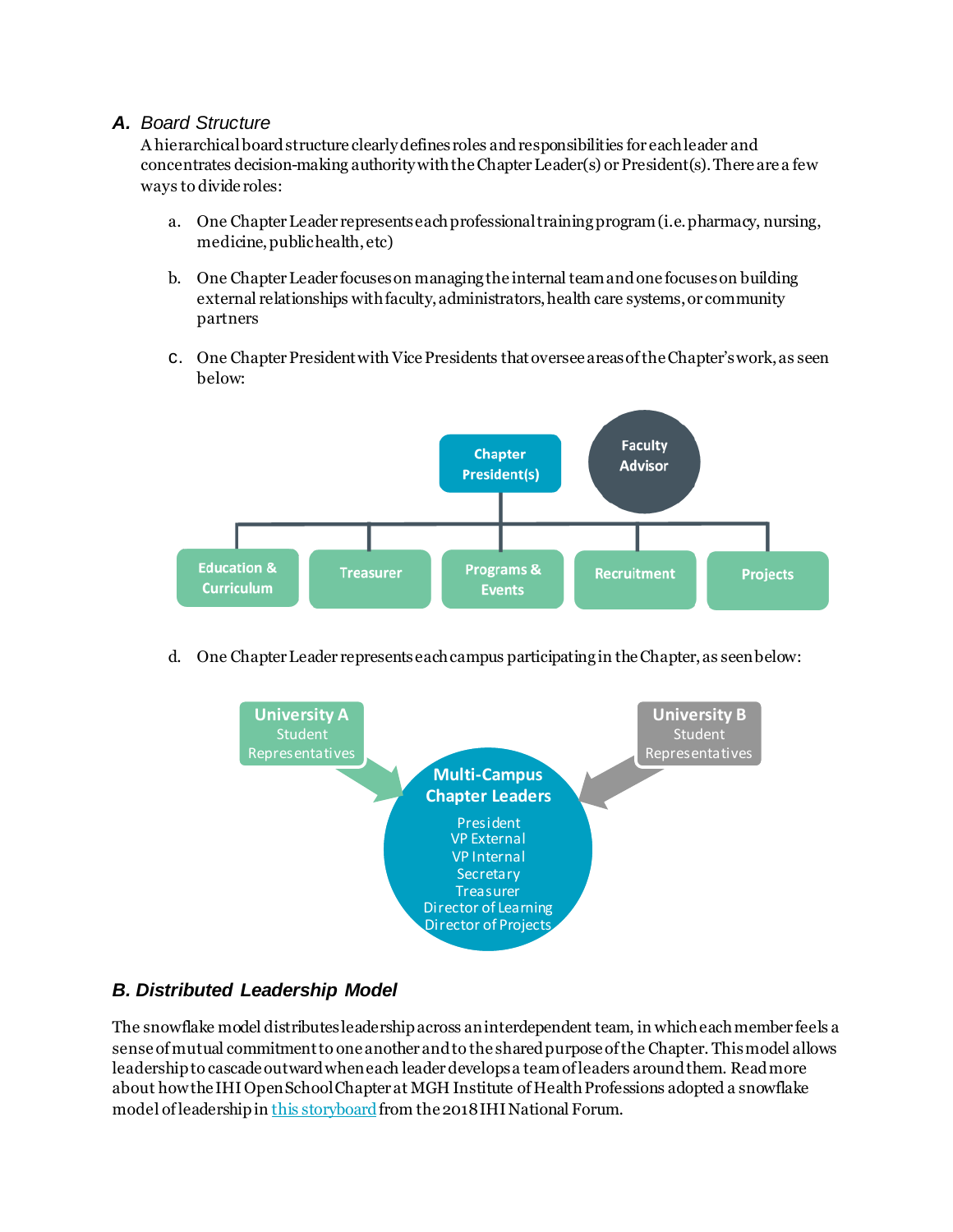### *A. Board Structure*

A hierarchical board structure clearly defines roles and responsibilities for each leader and concentrates decision-making authority with the Chapter Leader(s) or President(s). There are a few ways to divide roles:

a. One Chapter Leader represents each professional training program (i.e. pharmacy, nursing, medicine, public health, etc)

b. One Chapter Leader focuses on managing the internal team and one focuses on building external relationships with faculty, administrators, health care systems, or community partners

c. One Chapter President with Vice Presidents that oversee areas of the Chapter's work, as seen below:

Chapter President(s)

Faculty Advisor

Education & Curriculum | Treasurer | Programs & Events | Recruitment | Projects

d. One Chapter Leader represents each campus participating in the Chapter, as seen below:

University A Student Representatives

University B Student Representatives

Multi-Campus Chapter Leaders
President
VP External
VP Internal
Secretary
Treasurer
Director of Learning
Director of Projects

### *B. Distributed Leadership Model*

The snowflake model distributes leadership across an interdependent team, in which each member feels a sense of mutual commitment to one another and to the shared purpose of the Chapter. This model allows leadership to cascade outward when each leader develops a team of leaders around them. Read more about how the IHI Open School Chapter at MGH Institute of Health Professions adopted a snowflake model of leadership in this storyboard from the 2018 IHI National Forum.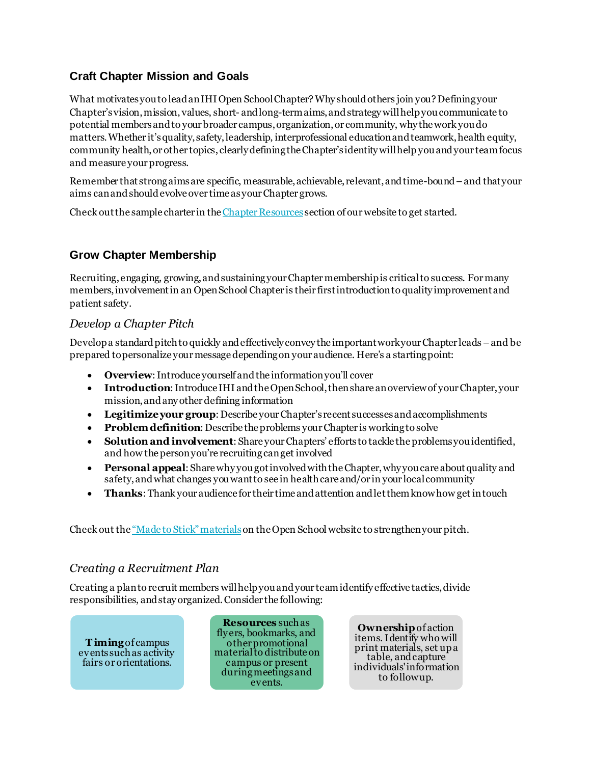## Craft Chapter Mission and Goals

What motivates you to lead an IHI Open School Chapter? Why should others join you? Defining your Chapter's vision, mission, values, short- and long-term aims, and strategy will help you communicate to potential members and to your broader campus, organization, or community, why the work you do matters. Whether it's quality, safety, leadership, interprofessional education and teamwork, health equity, community health, or other topics, clearly defining the Chapter's identity will help you and your team focus and measure your progress.

Remember that strong aims are specific, measurable, achievable, relevant, and time-bound – and that your aims can and should evolve over time as your Chapter grows.

Check out the sample charter in the [Chapter Resources](#) section of our website to get started.

## Grow Chapter Membership

Recruiting, engaging, growing, and sustaining your Chapter membership is critical to success. For many members, involvement in an Open School Chapter is their first introduction to quality improvement and patient safety.

### *Develop a Chapter Pitch*

Develop a standard pitch to quickly and effectively convey the important work your Chapter leads – and be prepared to personalize your message depending on your audience. Here's a starting point:

- **Overview**: Introduce yourself and the information you'll cover
- **Introduction**: Introduce IHI and the Open School, then share an overview of your Chapter, your mission, and any other defining information
- **Legitimize your group**: Describe your Chapter's recent successes and accomplishments
- **Problem definition**: Describe the problems your Chapter is working to solve
- **Solution and involvement**: Share your Chapters' efforts to tackle the problems you identified, and how the person you're recruiting can get involved
- **Personal appeal**: Share why you got involved with the Chapter, why you care about quality and safety, and what changes you want to see in health care and/or in your local community
- **Thanks**: Thank your audience for their time and attention and let them know how get in touch

Check out the ["Made to Stick" materials](#) on the Open School website to strengthen your pitch.

### *Creating a Recruitment Plan*

Creating a plan to recruit members will help you and your team identify effective tactics, divide responsibilities, and stay organized. Consider the following:

- **Timing** of campus events such as activity fairs or orientations.
- **Resources** such as flyers, bookmarks, and other promotional material to distribute on campus or present during meetings and events.
- **Ownership** of action items. Identify who will print materials, set up a table, and capture individuals' information to follow up.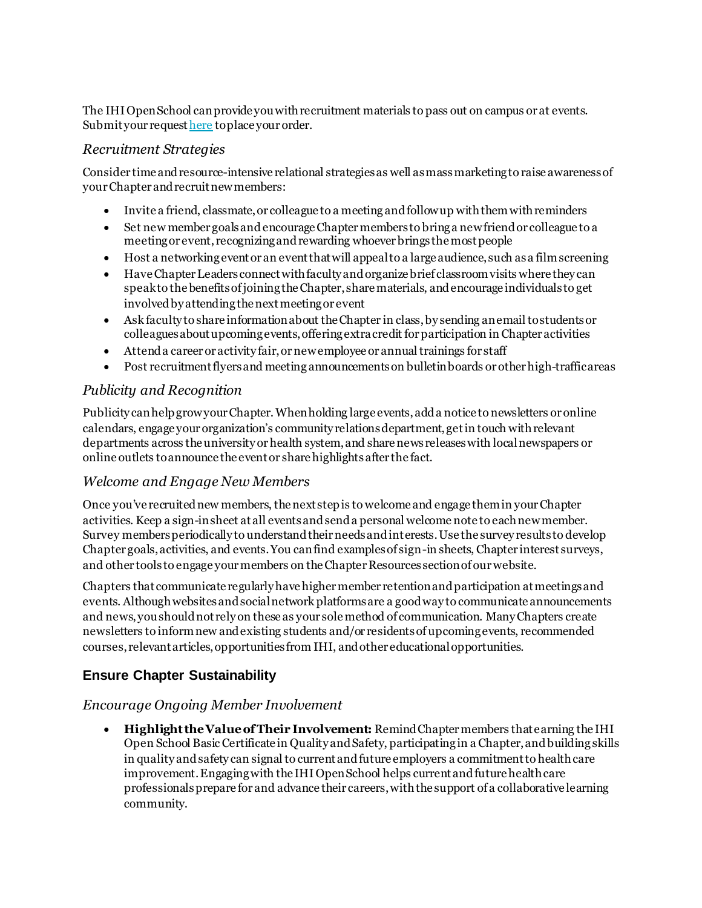The IHI Open School can provide you with recruitment materials to pass out on campus or at events. Submit your request [here](#) to place your order.

### *Recruitment Strategies*

Consider time and resource-intensive relational strategies as well as mass marketing to raise awareness of your Chapter and recruit new members:

- Invite a friend, classmate, or colleague to a meeting and follow up with them with reminders
- Set new member goals and encourage Chapter members to bring a new friend or colleague to a meeting or event, recognizing and rewarding whoever brings the most people
- Host a networking event or an event that will appeal to a large audience, such as a film screening
- Have Chapter Leaders connect with faculty and organize brief classroom visits where they can speak to the benefits of joining the Chapter, share materials, and encourage individuals to get involved by attending the next meeting or event
- Ask faculty to share information about the Chapter in class, by sending an email to students or colleagues about upcoming events, offering extra credit for participation in Chapter activities
- Attend a career or activity fair, or new employee or annual trainings for staff
- Post recruitment flyers and meeting announcements on bulletin boards or other high-traffic areas

### *Publicity and Recognition*

Publicity can help grow your Chapter. When holding large events, add a notice to newsletters or online calendars, engage your organization's community relations department, get in touch with relevant departments across the university or health system, and share news releases with local newspapers or online outlets to announce the event or share highlights after the fact.

### *Welcome and Engage New Members*

Once you've recruited new members, the next step is to welcome and engage them in your Chapter activities. Keep a sign-in sheet at all events and send a personal welcome note to each new member. Survey members periodically to understand their needs and interests. Use the survey results to develop Chapter goals, activities, and events. You can find examples of sign-in sheets, Chapter interest surveys, and other tools to engage your members on the Chapter Resources section of our website.

Chapters that communicate regularly have higher member retention and participation at meetings and events. Although websites and social network platforms are a good way to communicate announcements and news, you should not rely on these as your sole method of communication. Many Chapters create newsletters to inform new and existing students and/or residents of upcoming events, recommended courses, relevant articles, opportunities from IHI, and other educational opportunities.

## Ensure Chapter Sustainability

### *Encourage Ongoing Member Involvement*

- **Highlight the Value of Their Involvement:** Remind Chapter members that earning the IHI Open School Basic Certificate in Quality and Safety, participating in a Chapter, and building skills in quality and safety can signal to current and future employers a commitment to health care improvement. Engaging with the IHI Open School helps current and future health care professionals prepare for and advance their careers, with the support of a collaborative learning community.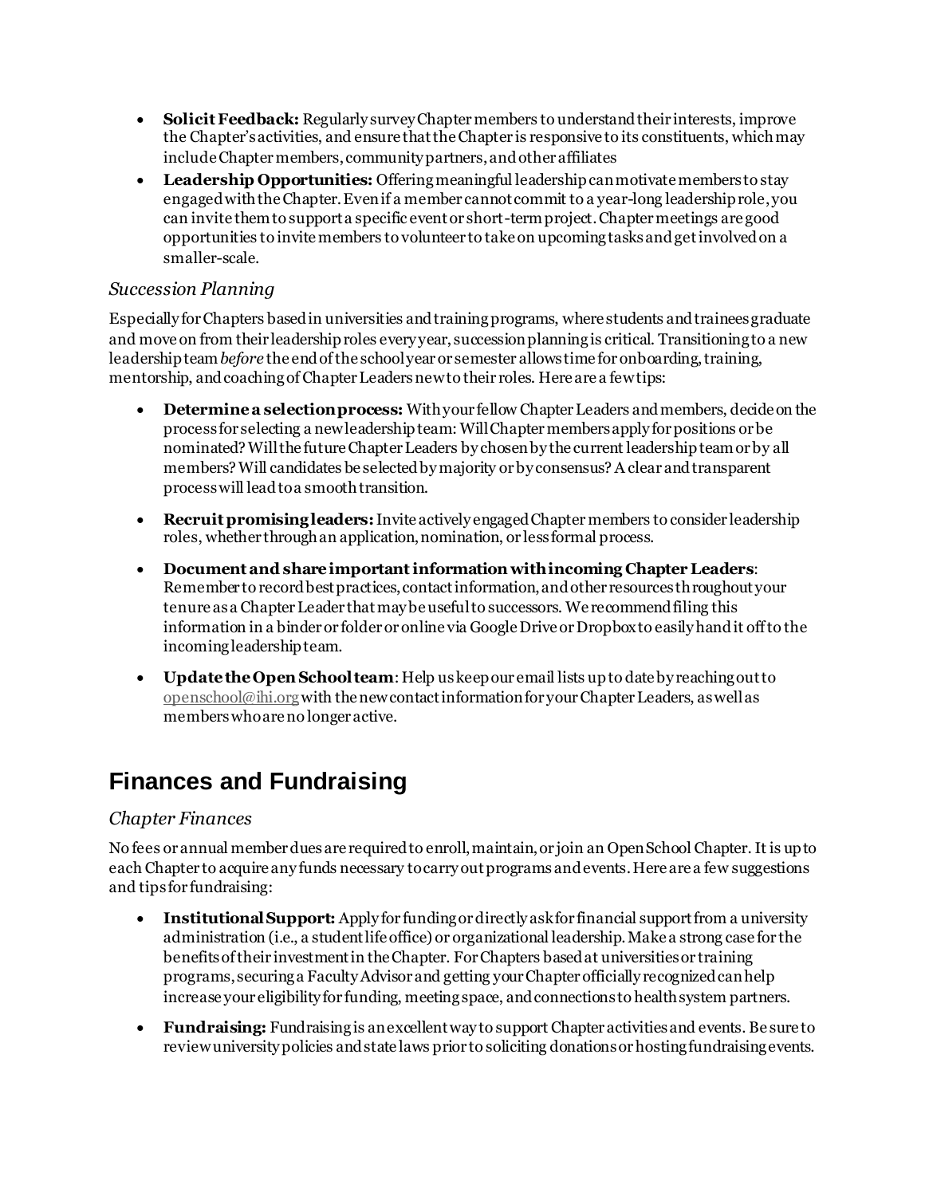- **Solicit Feedback:** Regularly survey Chapter members to understand their interests, improve the Chapter's activities, and ensure that the Chapter is responsive to its constituents, which may include Chapter members, community partners, and other affiliates
- **Leadership Opportunities:** Offering meaningful leadership can motivate members to stay engaged with the Chapter. Even if a member cannot commit to a year-long leadership role, you can invite them to support a specific event or short-term project. Chapter meetings are good opportunities to invite members to volunteer to take on upcoming tasks and get involved on a smaller-scale.

### *Succession Planning*

Especially for Chapters based in universities and training programs, where students and trainees graduate and move on from their leadership roles every year, succession planning is critical. Transitioning to a new leadership team *before* the end of the school year or semester allows time for onboarding, training, mentorship, and coaching of Chapter Leaders new to their roles. Here are a few tips:

- **Determine a selection process:** With your fellow Chapter Leaders and members, decide on the process for selecting a new leadership team: Will Chapter members apply for positions or be nominated? Will the future Chapter Leaders by chosen by the current leadership team or by all members? Will candidates be selected by majority or by consensus? A clear and transparent process will lead to a smooth transition.
- **Recruit promising leaders:** Invite actively engaged Chapter members to consider leadership roles, whether through an application, nomination, or less formal process.
- **Document and share important information with incoming Chapter Leaders**: Remember to record best practices, contact information, and other resources throughout your tenure as a Chapter Leader that may be useful to successors. We recommend filing this information in a binder or folder or online via Google Drive or Dropbox to easily hand it off to the incoming leadership team.
- **Update the Open School team**: Help us keep our email lists up to date by reaching out to openschool@ihi.org with the new contact information for your Chapter Leaders, as well as members who are no longer active.

## Finances and Fundraising

### *Chapter Finances*

No fees or annual member dues are required to enroll, maintain, or join an Open School Chapter. It is up to each Chapter to acquire any funds necessary to carry out programs and events. Here are a few suggestions and tips for fundraising:

- **Institutional Support:** Apply for funding or directly ask for financial support from a university administration (i.e., a student life office) or organizational leadership. Make a strong case for the benefits of their investment in the Chapter. For Chapters based at universities or training programs, securing a Faculty Advisor and getting your Chapter officially recognized can help increase your eligibility for funding, meeting space, and connections to health system partners.
- **Fundraising:** Fundraising is an excellent way to support Chapter activities and events. Be sure to review university policies and state laws prior to soliciting donations or hosting fundraising events.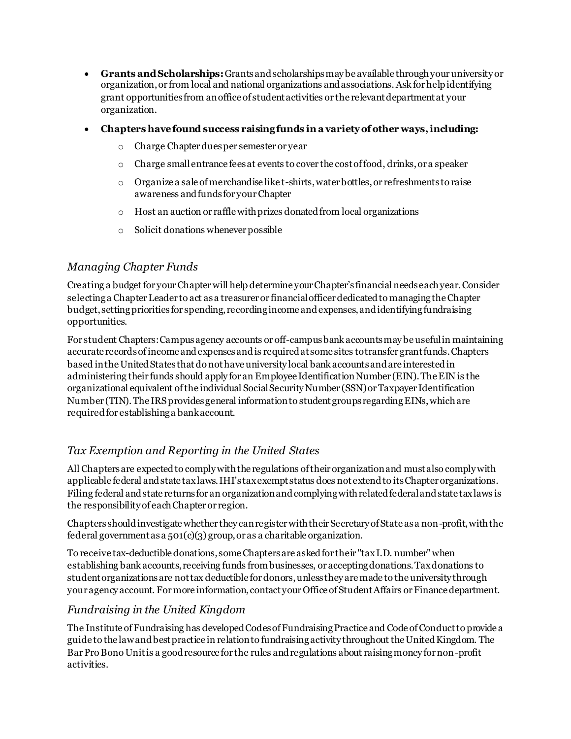- **Grants and Scholarships:** Grants and scholarships may be available through your university or organization, or from local and national organizations and associations. Ask for help identifying grant opportunities from an office of student activities or the relevant department at your organization.
- **Chapters have found success raising funds in a variety of other ways, including:**
  - Charge Chapter dues per semester or year
  - Charge small entrance fees at events to cover the cost of food, drinks, or a speaker
  - Organize a sale of merchandise like t-shirts, water bottles, or refreshments to raise awareness and funds for your Chapter
  - Host an auction or raffle with prizes donated from local organizations
  - Solicit donations whenever possible

## *Managing Chapter Funds*

Creating a budget for your Chapter will help determine your Chapter's financial needs each year. Consider selecting a Chapter Leader to act as a treasurer or financial officer dedicated to managing the Chapter budget, setting priorities for spending, recording income and expenses, and identifying fundraising opportunities.

For student Chapters: Campus agency accounts or off-campus bank accounts may be useful in maintaining accurate records of income and expenses and is required at some sites to transfer grant funds. Chapters based in the United States that do not have university local bank accounts and are interested in administering their funds should apply for an Employee Identification Number (EIN). The EIN is the organizational equivalent of the individual Social Security Number (SSN) or Taxpayer Identification Number (TIN). The IRS provides general information to student groups regarding EINs, which are required for establishing a bank account.

## *Tax Exemption and Reporting in the United States*

All Chapters are expected to comply with the regulations of their organization and must also comply with applicable federal and state tax laws. IHI's tax exempt status does not extend to its Chapter organizations. Filing federal and state returns for an organization and complying with related federal and state tax laws is the responsibility of each Chapter or region.

Chapters should investigate whether they can register with their Secretary of State as a non-profit, with the federal government as a 501(c)(3) group, or as a charitable organization.

To receive tax-deductible donations, some Chapters are asked for their "tax I.D. number" when establishing bank accounts, receiving funds from businesses, or accepting donations. Tax donations to student organizations are not tax deductible for donors, unless they are made to the university through your agency account. For more information, contact your Office of Student Affairs or Finance department.

## *Fundraising in the United Kingdom*

The Institute of Fundraising has developed Codes of Fundraising Practice and Code of Conduct to provide a guide to the law and best practice in relation to fundraising activity throughout the United Kingdom. The Bar Pro Bono Unit is a good resource for the rules and regulations about raising money for non-profit activities.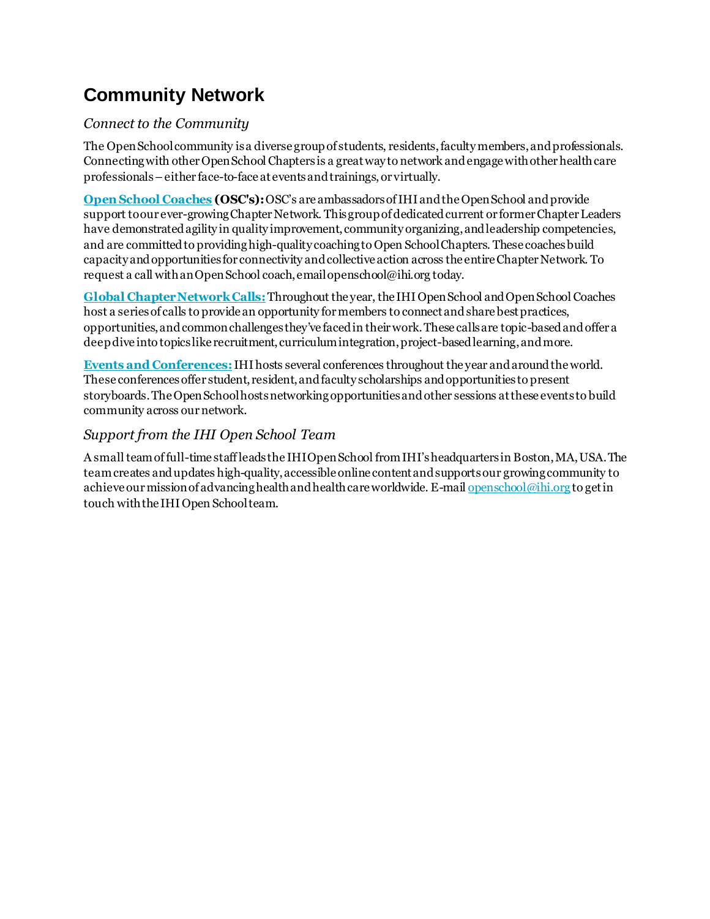## Community Network

### *Connect to the Community*

The Open School community is a diverse group of students, residents, faculty members, and professionals. Connecting with other Open School Chapters is a great way to network and engage with other health care professionals – either face-to-face at events and trainings, or virtually.

**Open School Coaches (OSC's):** OSC's are ambassadors of IHI and the Open School and provide support to our ever-growing Chapter Network. This group of dedicated current or former Chapter Leaders have demonstrated agility in quality improvement, community organizing, and leadership competencies, and are committed to providing high-quality coaching to Open School Chapters. These coaches build capacity and opportunities for connectivity and collective action across the entire Chapter Network. To request a call with an Open School coach, email openschool@ihi.org today.

**Global Chapter Network Calls:** Throughout the year, the IHI Open School and Open School Coaches host a series of calls to provide an opportunity for members to connect and share best practices, opportunities, and common challenges they've faced in their work. These calls are topic-based and offer a deep dive into topics like recruitment, curriculum integration, project-based learning, and more.

**Events and Conferences:** IHI hosts several conferences throughout the year and around the world. These conferences offer student, resident, and faculty scholarships and opportunities to present storyboards. The Open School hosts networking opportunities and other sessions at these events to build community across our network.

### *Support from the IHI Open School Team*

A small team of full-time staff leads the IHI Open School from IHI's headquarters in Boston, MA, USA. The team creates and updates high-quality, accessible online content and supports our growing community to achieve our mission of advancing health and health care worldwide. E-mail openschool@ihi.org to get in touch with the IHI Open School team.